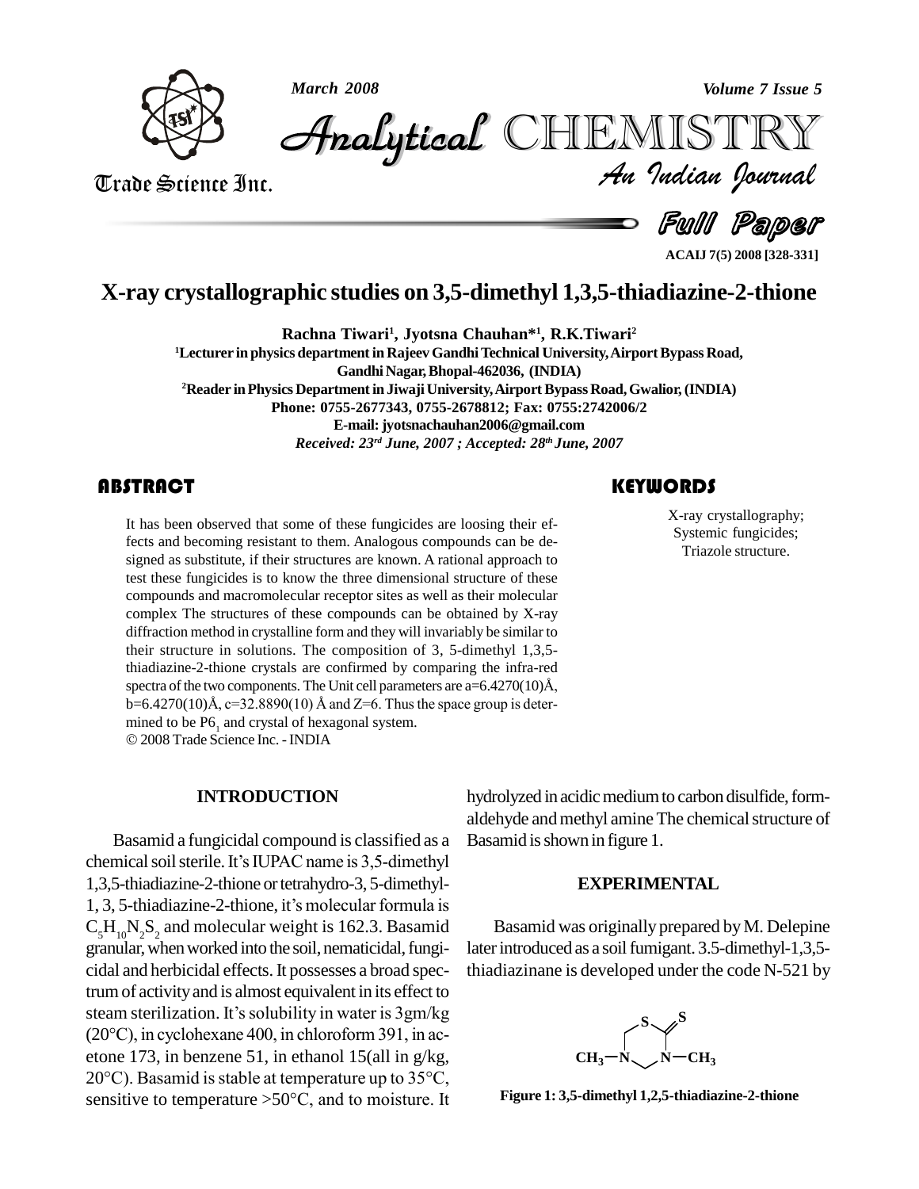# X-ray crystallographic studies on 3,5-dimethyl 1,3,5-thiadiazine-2-thione

**Rachna Tiwari[1], Jyotsna Chauhan*[1], R.K.Tiwari[2]**

[1]Lecturer in physics department in Rajeev Gandhi Technical University, Airport Bypass Road, Gandhi Nagar, Bhopal-462036, (INDIA)

[2]Reader in Physics Department in Jiwaji University, Airport Bypass Road, Gwalior, (INDIA)

Phone: 0755-2677343, 0755-2678812; Fax: 0755:2742006/2

E-mail: jyotsnachauhan2006@gmail.com

*Received: 23rd June, 2007 ; Accepted: 28th June, 2007*

## ABSTRACT

It has been observed that some of these fungicides are loosing their effects and becoming resistant to them. Analogous compounds can be designed as substitute, if their structures are known. A rational approach to test these fungicides is to know the three dimensional structure of these compounds and macromolecular receptor sites as well as their molecular complex The structures of these compounds can be obtained by X-ray diffraction method in crystalline form and they will invariably be similar to their structure in solutions. The composition of 3, 5-dimethyl 1,3,5-thiadiazine-2-thione crystals are confirmed by comparing the infra-red spectra of the two components. The Unit cell parameters are a=6.4270(10)Å, b=6.4270(10)Å, c=32.8890(10) Å and Z=6. Thus the space group is determined to be $P6_1$ and crystal of hexagonal system.

© 2008 Trade Science Inc. - INDIA

## KEYWORDS

X-ray crystallography;
Systemic fungicides;
Triazole structure.

## INTRODUCTION

Basamid a fungicidal compound is classified as a chemical soil sterile. It's IUPAC name is 3,5-dimethyl 1,3,5-thiadiazine-2-thione or tetrahydro-3, 5-dimethyl-1, 3, 5-thiadiazine-2-thione, it's molecular formula is $C_5H_{10}N_2S_2$ and molecular weight is 162.3. Basamid granular, when worked into the soil, nematicidal, fungicidal and herbicidal effects. It possesses a broad spectrum of activity and is almost equivalent in its effect to steam sterilization. It's solubility in water is 3gm/kg (20°C), in cyclohexane 400, in chloroform 391, in acetone 173, in benzene 51, in ethanol 15(all in g/kg, 20°C). Basamid is stable at temperature up to 35°C, sensitive to temperature >50°C, and to moisture. It hydrolyzed in acidic medium to carbon disulfide, formaldehyde and methyl amine The chemical structure of Basamid is shown in figure 1.

## EXPERIMENTAL

Basamid was originally prepared by M. Delepine later introduced as a soil fumigant. 3.5-dimethyl-1,3,5-thiadiazinane is developed under the code N-521 by

Figure 1: 3,5-dimethyl 1,2,5-thiadiazine-2-thione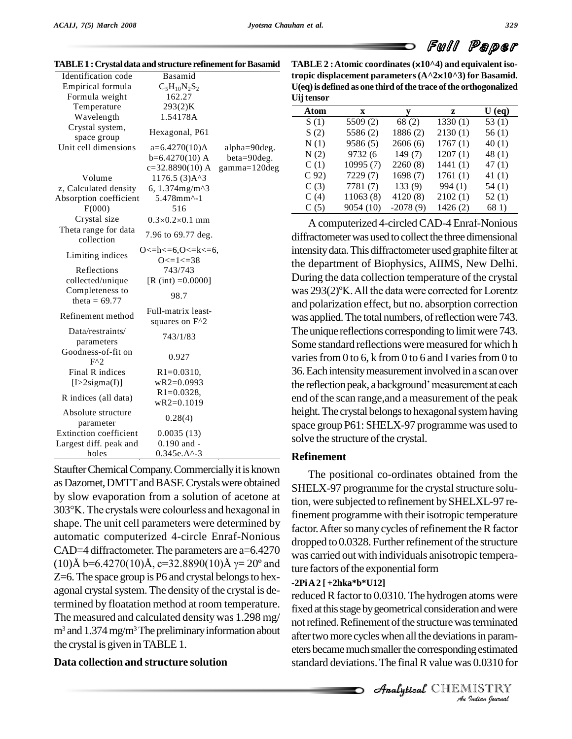**TABLE 1 : Crystal data and structure refinement for Basamid**

| | | |
|---|---|---|
| Identification code | Basamid | |
| Empirical formula | $C_5H_{10}N_2S_2$ | |
| Formula weight | 162.27 | |
| Temperature | 293(2)K | |
| Wavelength | 1.54178A | |
| Crystal system, space group | Hexagonal, P61 | |
| Unit cell dimensions | a=6.4270(10)A | alpha=90deg. |
| | b=6.4270(10) A | beta=90deg. |
| | c=32.8890(10) A | gamma=120deg |
| Volume | 1176.5 (3)A^3 | |
| z, Calculated density | 6, 1.374mg/m^3 | |
| Absorption coefficient | 5.478mm^-1 | |
| F(000) | 516 | |
| Crystal size | 0.3×0.2×0.1 mm | |
| Theta range for data collection | 7.96 to 69.77 deg. | |
| Limiting indices | O<=h<=6,O<=k<=6, O<=1<=38 | |
| Reflections collected/unique | 743/743 [R (int) =0.0000] | |
| Completeness to theta = 69.77 | 98.7 | |
| Refinement method | Full-matrix least-squares on F^2 | |
| Data/restraints/ parameters | 743/1/83 | |
| Goodness-of-fit on F^2 | 0.927 | |
| Final R indices [I>2sigma(I)] | R1=0.0310, wR2=0.0993 | |
| R indices (all data) | R1=0.0328, wR2=0.1019 | |
| Absolute structure parameter | 0.28(4) | |
| Extinction coefficient | 0.0035 (13) | |
| Largest diff. peak and holes | 0.190 and - 0.345e.A^-3 | |

Staufter Chemical Company. Commercially it is known as Dazomet, DMTT and BASF. Crystals were obtained by slow evaporation from a solution of acetone at 303°K. The crystals were colourless and hexagonal in shape. The unit cell parameters were determined by automatic computerized 4-circle Enraf-Nonious CAD=4 diffractometer. The parameters are a=6.4270 (10)Å b=6.4270(10)Å, c=32.8890(10)Å $\gamma$= 20º and Z=6. The space group is P6 and crystal belongs to hexagonal crystal system. The density of the crystal is determined by floatation method at room temperature. The measured and calculated density was 1.298 mg/$m^3$ and 1.374 mg/$m^3$ The preliminary information about the crystal is given in TABLE 1.

## Data collection and structure solution

**TABLE 2 : Atomic coordinates (×10^4) and equivalent isotropic displacement parameters (A^2×10^3) for Basamid. U(eq) is defined as one third of the trace of the orthogonalized Uij tensor**

| Atom | x | y | z | U (eq) |
|---|---|---|---|---|
| S (1) | 5509 (2) | 68 (2) | 1330 (1) | 53 (1) |
| S (2) | 5586 (2) | 1886 (2) | 2130 (1) | 56 (1) |
| N (1) | 9586 (5) | 2606 (6) | 1767 (1) | 40 (1) |
| N (2) | 9732 (6 | 149 (7) | 1207 (1) | 48 (1) |
| C (1) | 10995 (7) | 2260 (8) | 1441 (1) | 47 (1) |
| C 92) | 7229 (7) | 1698 (7) | 1761 (1) | 41 (1) |
| C (3) | 7781 (7) | 133 (9) | 994 (1) | 54 (1) |
| C (4) | 11063 (8) | 4120 (8) | 2102 (1) | 52 (1) |
| C (5) | 9054 (10) | -2078 (9) | 1426 (2) | 68 1) |

A computerized 4-circled CAD-4 Enraf-Nonious diffractometer was used to collect the three dimensional intensity data. This diffractometer used graphite filter at the department of Biophysics, AIIMS, New Delhi. During the data collection temperature of the crystal was 293(2)ºK. All the data were corrected for Lorentz and polarization effect, but no. absorption correction was applied. The total numbers, of reflection were 743. The unique reflections corresponding to limit were 743. Some standard reflections were measured for which h varies from 0 to 6, k from 0 to 6 and I varies from 0 to 36. Each intensity measurement involved in a scan over the reflection peak, a background' measurement at each end of the scan range,and a measurement of the peak height. The crystal belongs to hexagonal system having space group P61: SHELX-97 programme was used to solve the structure of the crystal.

## Refinement

The positional co-ordinates obtained from the SHELX-97 programme for the crystal structure solution, were subjected to refinement by SHELXL-97 refinement programme with their isotropic temperature factor. After so many cycles of refinement the R factor dropped to 0.0328. Further refinement of the structure was carried out with individuals anisotropic temperature factors of the exponential form

**-2Pi A 2 [ +2hka\*b\*U12]**

reduced R factor to 0.0310. The hydrogen atoms were fixed at this stage by geometrical consideration and were not refined. Refinement of the structure was terminated after two more cycles when all the deviations in parameters became much smaller the corresponding estimated standard deviations. The final R value was 0.0310 for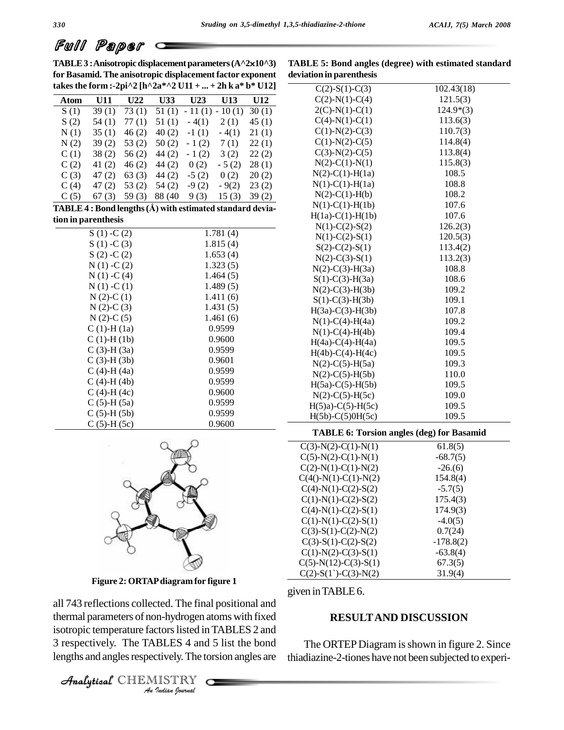## Full Paper

**TABLE 3 : Anisotropic displacement parameters (A^2×10^3) for Basamid. The anisotropic displacement factor exponent takes the form :-2pi^2 [h^2a*^2 U11 + ... + 2h k a* b* U12]**

| Atom | U11 | U22 | U33 | U23 | U13 | U12 |
|---|---|---|---|---|---|---|
| S (1) | 39 (1) | 73 (1) | 51 (1) | - 11 (1) | - 10 (1) | 30 (1) |
| S (2) | 54 (1) | 77 (1) | 51 (1) | - 4(1) | 2 (1) | 45 (1) |
| N (1) | 35 (1) | 46 (2) | 40 (2) | -1 (1) | - 4(1) | 21 (1) |
| N (2) | 39 (2) | 53 (2) | 50 (2) | - 1 (2) | 7 (1) | 22 (1) |
| C (1) | 38 (2) | 56 (2) | 44 (2) | - 1 (2) | 3 (2) | 22 (2) |
| C (2) | 41 (2) | 46 (2) | 44 (2) | 0 (2) | - 5 (2) | 28 (1) |
| C (3) | 47 (2) | 63 (3) | 44 (2) | -5 (2) | 0 (2) | 20 (2) |
| C (4) | 47 (2) | 53 (2) | 54 (2) | -9 (2) | - 9(2) | 23 (2) |
| C (5) | 67 (3) | 59 (3) | 88 (40 | 9 (3) | 15 (3) | 39 (2) |

**TABLE 4 : Bond lengths (Å) with estimated standard deviation in parenthesis**

| | |
|---|---|
| S (1) -C (2) | 1.781 (4) |
| S (1) -C (3) | 1.815 (4) |
| S (2) -C (2) | 1.653 (4) |
| N (1) -C (2) | 1.323 (5) |
| N (1) -C (4) | 1.464 (5) |
| N (1) -C (1) | 1.489 (5) |
| N (2)-C (1) | 1.411 (6) |
| N (2)-C (3) | 1.431 (5) |
| N (2)-C (5) | 1.461 (6) |
| C (1)-H (1a) | 0.9599 |
| C (1)-H (1b) | 0.9600 |
| C (3)-H (3a) | 0.9599 |
| C (3)-H (3b) | 0.9601 |
| C (4)-H (4a) | 0.9599 |
| C (4)-H (4b) | 0.9599 |
| C (4)-H (4c) | 0.9600 |
| C (5)-H (5a) | 0.9599 |
| C (5)-H (5b) | 0.9599 |
| C (5)-H (5c) | 0.9600 |

Figure 2: ORTAP diagram for figure 1

all 743 reflections collected. The final positional and thermal parameters of non-hydrogen atoms with fixed isotropic temperature factors listed in TABLES 2 and 3 respectively. The TABLES 4 and 5 list the bond lengths and angles respectively. The torsion angles are given in TABLE 6.

**TABLE 5: Bond angles (degree) with estimated standard deviation in parenthesis**

| | |
|---|---|
| C(2)-S(1)-C(3) | 102.43(18) |
| C(2)-N(1)-C(4) | 121.5(3) |
| 2(C)-N(1)-C(1) | 124.9*(3) |
| C(4)-N(1)-C(1) | 113.6(3) |
| C(1)-N(2)-C(3) | 110.7(3) |
| C(1)-N(2)-C(5) | 114.8(4) |
| C(3)-N(2)-C(5) | 113.8(4) |
| N(2)-C(1)-N(1) | 115.8(3) |
| N(2)-C(1)-H(1a) | 108.5 |
| N(1)-C(1)-H(1a) | 108.8 |
| N(2)-C(1)-H(b) | 108.2 |
| N(1)-C(1)-H(1b) | 107.6 |
| H(1a)-C(1)-H(1b) | 107.6 |
| N(1)-C(2)-S(2) | 126.2(3) |
| N(1)-C(2)-S(1) | 120.5(3) |
| S(2)-C(2)-S(1) | 113.4(2) |
| N(2)-C(3)-S(1) | 113.2(3) |
| N(2)-C(3)-H(3a) | 108.8 |
| S(1)-C(3)-H(3a) | 108.6 |
| N(2)-C(3)-H(3b) | 109.2 |
| S(1)-C(3)-H(3b) | 109.1 |
| H(3a)-C(3)-H(3b) | 107.8 |
| N(1)-C(4)-H(4a) | 109.2 |
| N(1)-C(4)-H(4b) | 109.4 |
| H(4a)-C(4)-H(4a) | 109.5 |
| H(4b)-C(4)-H(4c) | 109.5 |
| N(2)-C(5)-H(5a) | 109.3 |
| N(2)-C(5)-H(5b) | 110.0 |
| H(5a)-C(5)-H(5b) | 109.5 |
| N(2)-C(5)-H(5c) | 109.0 |
| H(5)a)-C(5)-H(5c) | 109.5 |
| H(5b)-C(5)0H(5c) | 109.5 |

**TABLE 6: Torsion angles (deg) for Basamid**

| | |
|---|---|
| C(3)-N(2)-C(1)-N(1) | 61.8(5) |
| C(5)-N(2)-C(1)-N(1) | -68.7(5) |
| C(2)-N(1)-C(1)-N(2) | -26.(6) |
| C(4()-N(1)-C(1)-N(2) | 154.8(4) |
| C(4)-N(1)-C(2)-S(2) | -5.7(5) |
| C(1)-N(1)-C(2)-S(2) | 175.4(3) |
| C(4)-N(1)-C(2)-S(1) | 174.9(3) |
| C(1)-N(1)-C(2)-S(1) | -4.0(5) |
| C(3)-S(1)-C(2)-N(2) | 0.7(24) |
| C(3)-S(1)-C(2)-S(2) | -178.8(2) |
| C(1)-N(2)-C(3)-S(1) | -63.8(4) |
| C(5)-N(12)-C(3)-S(1) | 67.3(5) |
| C(2)-S(1`)-C(3)-N(2) | 31.9(4) |

## RESULT AND DISCUSSION

The ORTEP Diagram is shown in figure 2. Since thiadiazine-2-tiones have not been subjected to experi-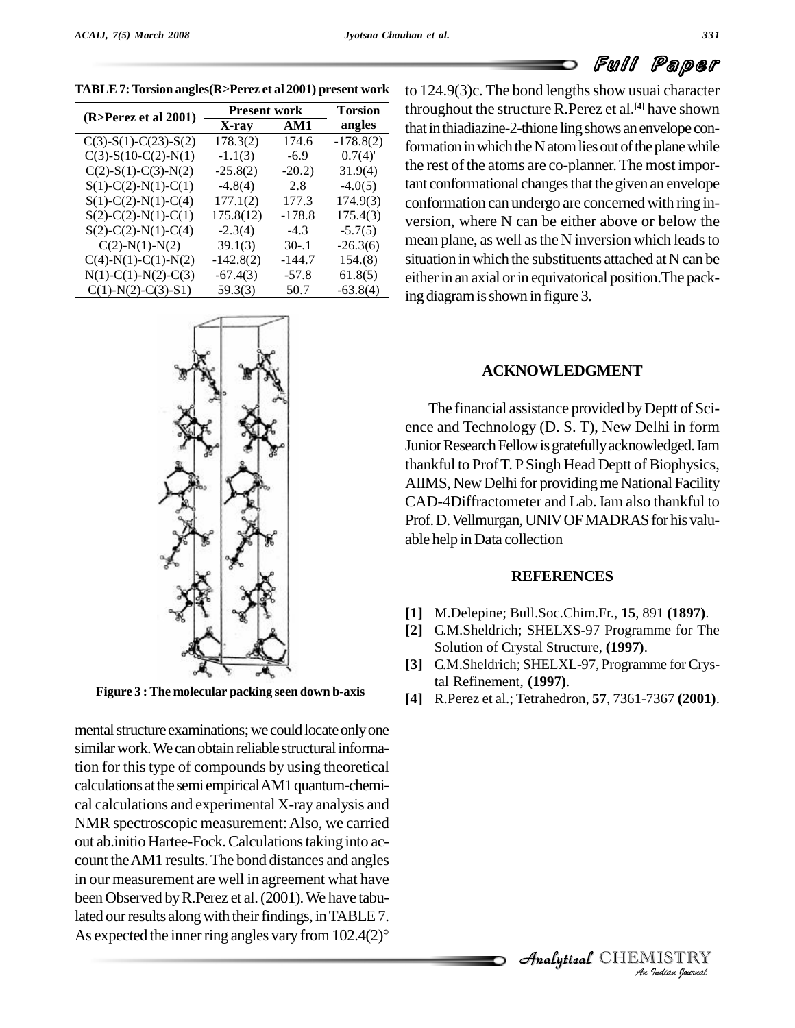**TABLE 7: Torsion angles(R>Perez et al 2001) present work**

| (R>Perez et al 2001) | Present work | | Torsion angles |
|---|---|---|---|
| | X-ray | AM1 | |
| C(3)-S(1)-C(23)-S(2) | 178.3(2) | 174.6 | -178.8(2) |
| C(3)-S(10-C(2)-N(1) | -1.1(3) | -6.9 | 0.7(4)' |
| C(2)-S(1)-C(3)-N(2) | -25.8(2) | -20.2) | 31.9(4) |
| S(1)-C(2)-N(1)-C(1) | -4.8(4) | 2.8 | -4.0(5) |
| S(1)-C(2)-N(1)-C(4) | 177.1(2) | 177.3 | 174.9(3) |
| S(2)-C(2)-N(1)-C(1) | 175.8(12) | -178.8 | 175.4(3) |
| S(2)-C(2)-N(1)-C(4) | -2.3(4) | -4.3 | -5.7(5) |
| C(2)-N(1)-N(2) | 39.1(3) | 30-.1 | -26.3(6) |
| C(4)-N(1)-C(1)-N(2) | -142.8(2) | -144.7 | 154.(8) |
| N(1)-C(1)-N(2)-C(3) | -67.4(3) | -57.8 | 61.8(5) |
| C(1)-N(2)-C(3)-S1) | 59.3(3) | 50.7 | -63.8(4) |

**Figure 3 : The molecular packing seen down b-axis**

mental structure examinations; we could locate only one similar work. We can obtain reliable structural information for this type of compounds by using theoretical calculations at the semi empirical AM1 quantum-chemical calculations and experimental X-ray analysis and NMR spectroscopic measurement: Also, we carried out ab.initio Hartee-Fock. Calculations taking into account the AM1 results. The bond distances and angles in our measurement are well in agreement what have been Observed by R.Perez et al. (2001). We have tabulated our results along with their findings, in TABLE 7. As expected the inner ring angles vary from 102.4(2)° to 124.9(3)c. The bond lengths show usuai character throughout the structure R.Perez et al.[4] have shown that in thiadiazine-2-thione ling shows an envelope conformation in which the N atom lies out of the plane while the rest of the atoms are co-planner. The most important conformational changes that the given an envelope conformation can undergo are concerned with ring inversion, where N can be either above or below the mean plane, as well as the N inversion which leads to situation in which the substituents attached at N can be either in an axial or in equivatorical position.The packing diagram is shown in figure 3.

## ACKNOWLEDGMENT

The financial assistance provided by Deptt of Science and Technology (D. S. T), New Delhi in form Junior Research Fellow is gratefully acknowledged. Iam thankful to Prof T. P Singh Head Deptt of Biophysics, AIIMS, New Delhi for providing me National Facility CAD-4Diffractometer and Lab. Iam also thankful to Prof. D. Vellmurgan, UNIV OF MADRAS for his valuable help in Data collection

## REFERENCES

**[1]** M.Delepine; Bull.Soc.Chim.Fr., **15**, 891 **(1897)**.

**[2]** G.M.Sheldrich; SHELXS-97 Programme for The Solution of Crystal Structure, **(1997)**.

**[3]** G.M.Sheldrich; SHELXL-97, Programme for Crystal Refinement, **(1997)**.

**[4]** R.Perez et al.; Tetrahedron, **57**, 7361-7367 **(2001)**.